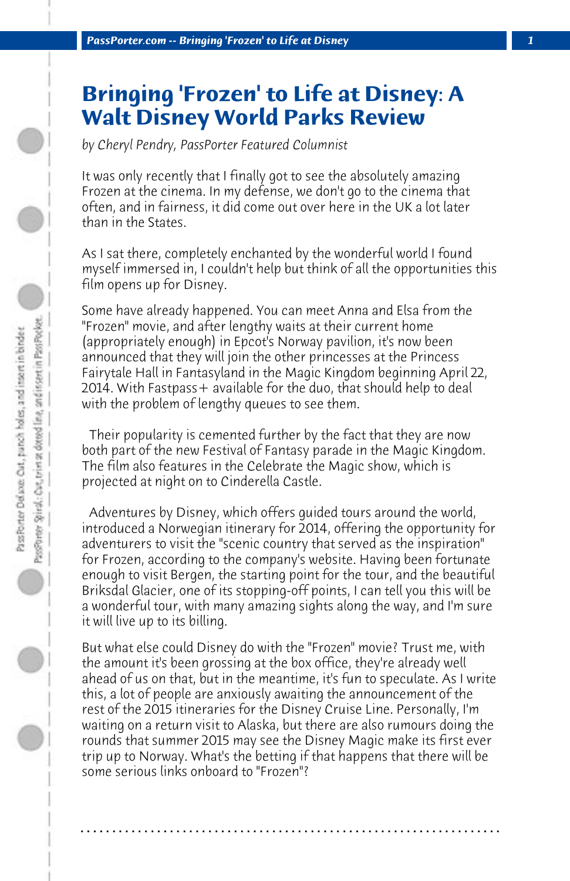# Bringing 'Frozen' to Life at Disney: A Walt Disney World Parks Review

*by Cheryl Pendry, PassPorter Featured Columnist*

It was only recently that I finally got to see the absolutely amazing Frozen at the cinema. In my defense, we don't go to the cinema that often, and in fairness, it did come out over here in the UK a lot later than in the States.

As I sat there, completely enchanted by the wonderful world I found myself immersed in, I couldn't help but think of all the opportunities this film opens up for Disney.

Some have already happened. You can meet Anna and Elsa from the "Frozen" movie, and after lengthy waits at their current home (appropriately enough) in Epcot's Norway pavilion, it's now been announced that they will join the other princesses at the Princess Fairytale Hall in Fantasyland in the Magic Kingdom beginning April 22, 2014. With Fastpass+ available for the duo, that should help to deal with the problem of lengthy queues to see them.

Their popularity is cemented further by the fact that they are now both part of the new Festival of Fantasy parade in the Magic Kingdom. The film also features in the Celebrate the Magic show, which is projected at night on to Cinderella Castle.

Adventures by Disney, which offers guided tours around the world, introduced a Norwegian itinerary for 2014, offering the opportunity for adventurers to visit the "scenic country that served as the inspiration" for Frozen, according to the company's website. Having been fortunate enough to visit Bergen, the starting point for the tour, and the beautiful Briksdal Glacier, one of its stopping-off points, I can tell you this will be a wonderful tour, with many amazing sights along the way, and I'm sure it will live up to its billing.

But what else could Disney do with the "Frozen" movie? Trust me, with the amount it's been grossing at the box office, they're already well ahead of us on that, but in the meantime, it's fun to speculate. As I write this, a lot of people are anxiously awaiting the announcement of the rest of the 2015 itineraries for the Disney Cruise Line. Personally, I'm waiting on a return visit to Alaska, but there are also rumours doing the rounds that summer 2015 may see the Disney Magic make its first ever trip up to Norway. What's the betting if that happens that there will be some serious links onboard to "Frozen"?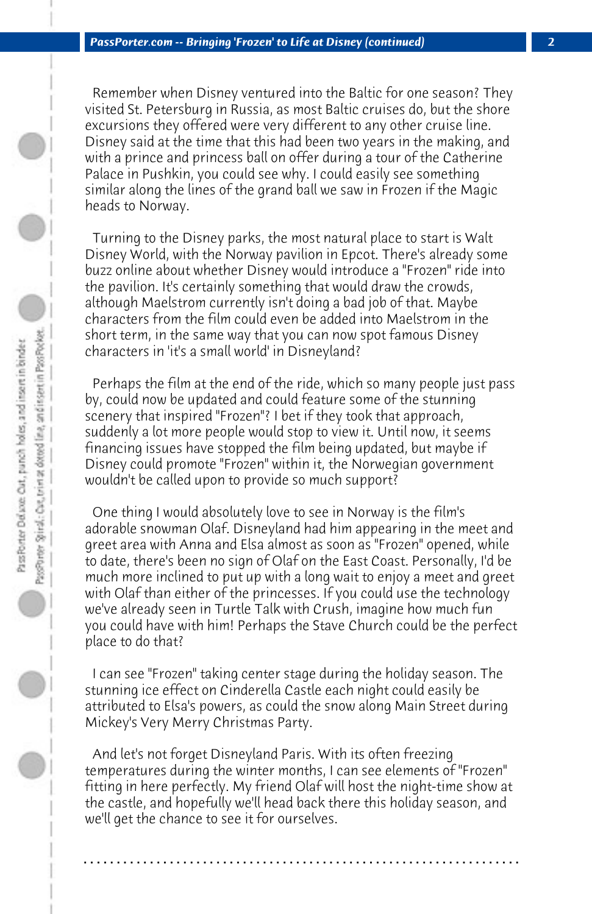Remember when Disney ventured into the Baltic for one season? They visited St. Petersburg in Russia, as most Baltic cruises do, but the shore excursions they offered were very different to any other cruise line. Disney said at the time that this had been two years in the making, and with a prince and princess ball on offer during a tour of the Catherine Palace in Pushkin, you could see why. I could easily see something similar along the lines of the grand ball we saw in Frozen if the Magic heads to Norway.

Turning to the Disney parks, the most natural place to start is Walt Disney World, with the Norway pavilion in Epcot. There's already some buzz online about whether Disney would introduce a "Frozen" ride into the pavilion. It's certainly something that would draw the crowds, although Maelstrom currently isn't doing a bad job of that. Maybe characters from the film could even be added into Maelstrom in the short term, in the same way that you can now spot famous Disney characters in 'it's a small world' in Disneyland?

Perhaps the film at the end of the ride, which so many people just pass by, could now be updated and could feature some of the stunning scenery that inspired "Frozen"? I bet if they took that approach, suddenly a lot more people would stop to view it. Until now, it seems financing issues have stopped the film being updated, but maybe if Disney could promote "Frozen" within it, the Norwegian government wouldn't be called upon to provide so much support?

One thing I would absolutely love to see in Norway is the film's adorable snowman Olaf. Disneyland had him appearing in the meet and greet area with Anna and Elsa almost as soon as "Frozen" opened, while to date, there's been no sign of Olaf on the East Coast. Personally, I'd be much more inclined to put up with a long wait to enjoy a meet and greet with Olaf than either of the princesses. If you could use the technology we've already seen in Turtle Talk with Crush, imagine how much fun you could have with him! Perhaps the Stave Church could be the perfect place to do that?

I can see "Frozen" taking center stage during the holiday season. The stunning ice effect on Cinderella Castle each night could easily be attributed to Elsa's powers, as could the snow along Main Street during Mickey's Very Merry Christmas Party.

And let's not forget Disneyland Paris. With its often freezing temperatures during the winter months, I can see elements of "Frozen" fitting in here perfectly. My friend Olaf will host the night-time show at the castle, and hopefully we'll head back there this holiday season, and we'll get the chance to see it for ourselves.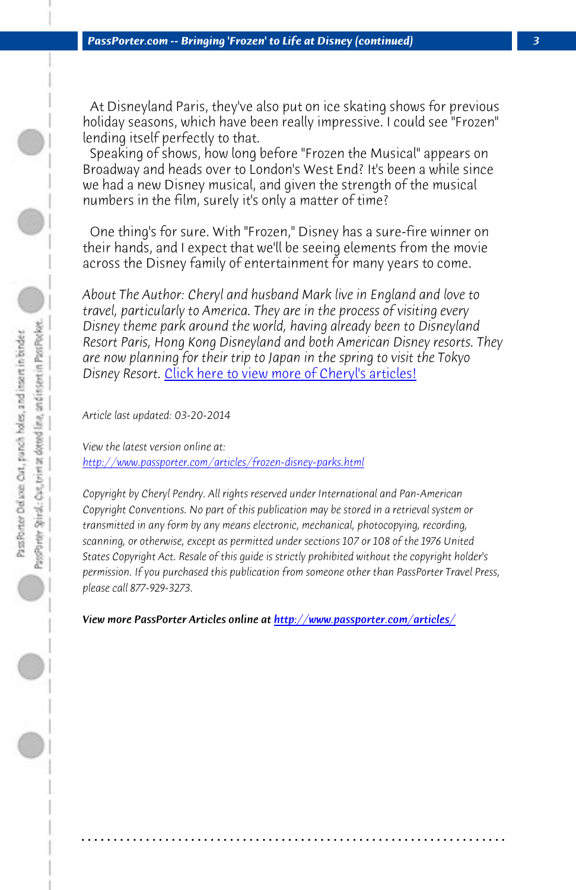At Disneyland Paris, they've also put on ice skating shows for previous holiday seasons, which have been really impressive. I could see "Frozen" lending itself perfectly to that.

Speaking of shows, how long before "Frozen the Musical" appears on Broadway and heads over to London's West End? It's been a while since we had a new Disney musical, and given the strength of the musical numbers in the film, surely it's only a matter of time?

One thing's for sure. With "Frozen," Disney has a sure-fire winner on their hands, and I expect that we'll be seeing elements from the movie across the Disney family of entertainment for many years to come.

*About The Author: Cheryl and husband Mark live in England and love to travel, particularly to America. They are in the process of visiting every Disney theme park around the world, having already been to Disneyland Resort Paris, Hong Kong Disneyland and both American Disney resorts. They are now planning for their trip to Japan in the spring to visit the Tokyo Disney Resort.* Click here to view more of Cheryl's articles!

*Article last updated: 03-20-2014*

*View the latest version online at:*
*http://www.passporter.com/articles/frozen-disney-parks.html*

*Copyright by Cheryl Pendry. All rights reserved under International and Pan-American Copyright Conventions. No part of this publication may be stored in a retrieval system or transmitted in any form by any means electronic, mechanical, photocopying, recording, scanning, or otherwise, except as permitted under sections 107 or 108 of the 1976 United States Copyright Act. Resale of this guide is strictly prohibited without the copyright holder's permission. If you purchased this publication from someone other than PassPorter Travel Press, please call 877-929-3273.*

***View more PassPorter Articles online at http://www.passporter.com/articles/***